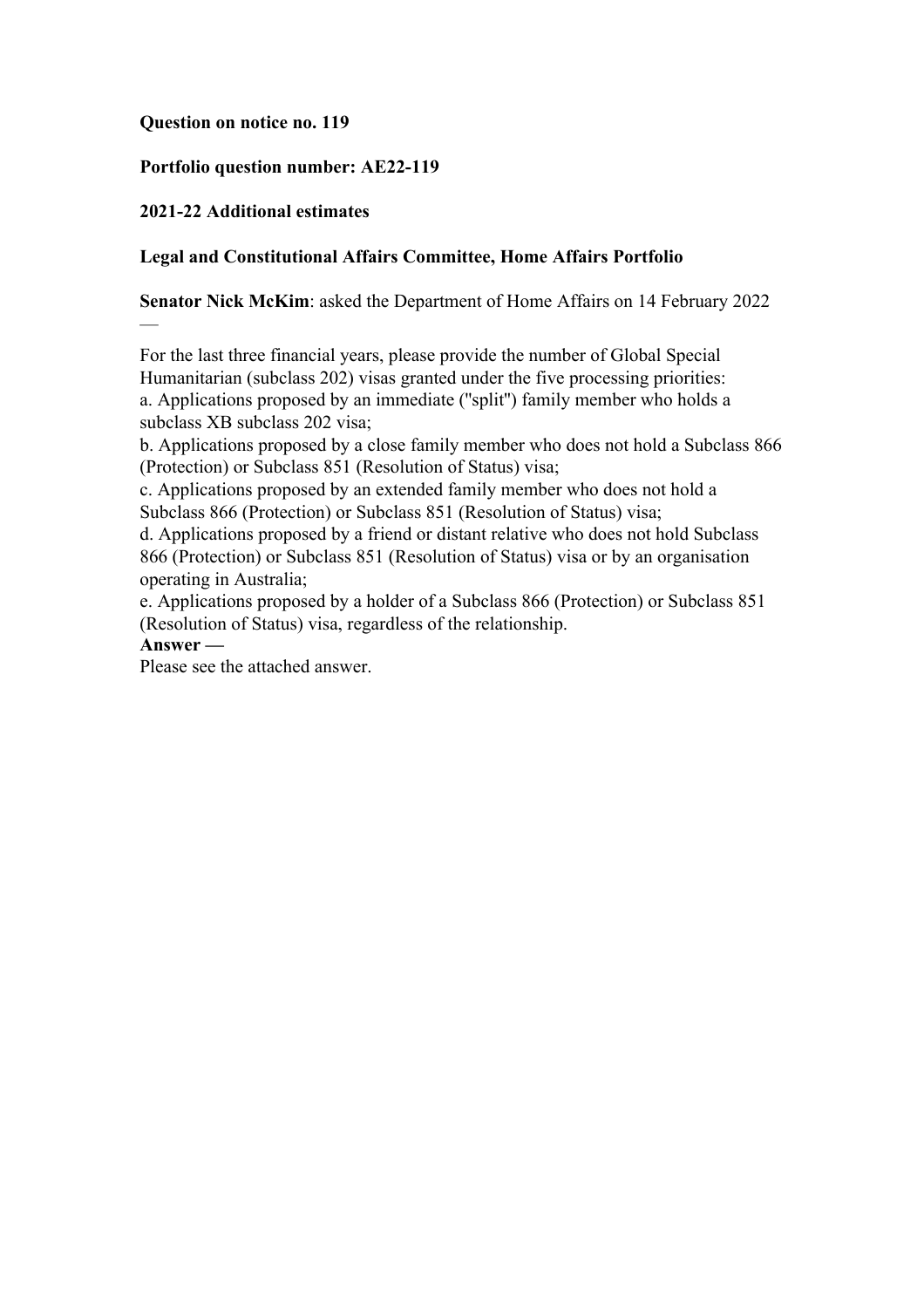**Question on notice no. 119**

**Portfolio question number: AE22-119**

**2021-22 Additional estimates**

**Legal and Constitutional Affairs Committee, Home Affairs Portfolio**

**Senator Nick McKim**: asked the Department of Home Affairs on 14 February 2022 —

For the last three financial years, please provide the number of Global Special Humanitarian (subclass 202) visas granted under the five processing priorities:
a. Applications proposed by an immediate ("split") family member who holds a subclass XB subclass 202 visa;
b. Applications proposed by a close family member who does not hold a Subclass 866 (Protection) or Subclass 851 (Resolution of Status) visa;
c. Applications proposed by an extended family member who does not hold a Subclass 866 (Protection) or Subclass 851 (Resolution of Status) visa;
d. Applications proposed by a friend or distant relative who does not hold Subclass 866 (Protection) or Subclass 851 (Resolution of Status) visa or by an organisation operating in Australia;
e. Applications proposed by a holder of a Subclass 866 (Protection) or Subclass 851 (Resolution of Status) visa, regardless of the relationship.

**Answer —**

Please see the attached answer.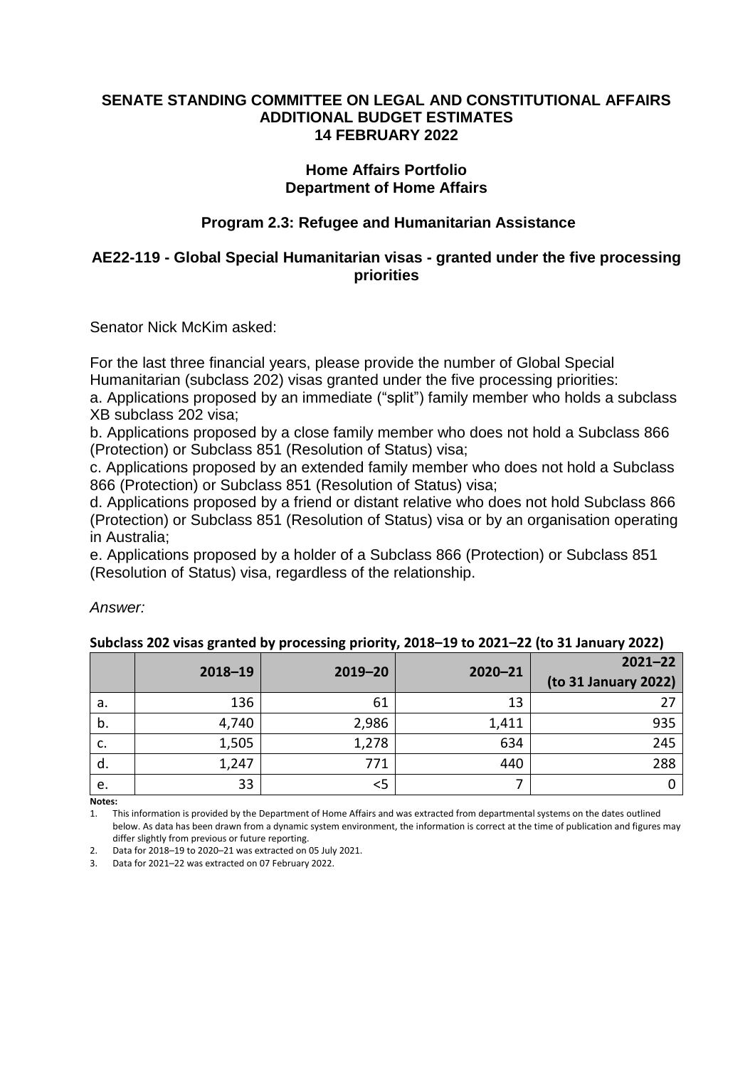**SENATE STANDING COMMITTEE ON LEGAL AND CONSTITUTIONAL AFFAIRS**
**ADDITIONAL BUDGET ESTIMATES**
**14 FEBRUARY 2022**

**Home Affairs Portfolio**
**Department of Home Affairs**

**Program 2.3: Refugee and Humanitarian Assistance**

**AE22-119 - Global Special Humanitarian visas - granted under the five processing priorities**

Senator Nick McKim asked:

For the last three financial years, please provide the number of Global Special Humanitarian (subclass 202) visas granted under the five processing priorities:

a. Applications proposed by an immediate ("split") family member who holds a subclass XB subclass 202 visa;

b. Applications proposed by a close family member who does not hold a Subclass 866 (Protection) or Subclass 851 (Resolution of Status) visa;

c. Applications proposed by an extended family member who does not hold a Subclass 866 (Protection) or Subclass 851 (Resolution of Status) visa;

d. Applications proposed by a friend or distant relative who does not hold Subclass 866 (Protection) or Subclass 851 (Resolution of Status) visa or by an organisation operating in Australia;

e. Applications proposed by a holder of a Subclass 866 (Protection) or Subclass 851 (Resolution of Status) visa, regardless of the relationship.

*Answer:*

**Subclass 202 visas granted by processing priority, 2018–19 to 2021–22 (to 31 January 2022)**

| | 2018–19 | 2019–20 | 2020–21 | 2021–22 (to 31 January 2022) |
|---|---|---|---|---|
| a. | 136 | 61 | 13 | 27 |
| b. | 4,740 | 2,986 | 1,411 | 935 |
| c. | 1,505 | 1,278 | 634 | 245 |
| d. | 1,247 | 771 | 440 | 288 |
| e. | 33 | <5 | 7 | 0 |

**Notes:**

1. This information is provided by the Department of Home Affairs and was extracted from departmental systems on the dates outlined below. As data has been drawn from a dynamic system environment, the information is correct at the time of publication and figures may differ slightly from previous or future reporting.
2. Data for 2018–19 to 2020–21 was extracted on 05 July 2021.
3. Data for 2021–22 was extracted on 07 February 2022.